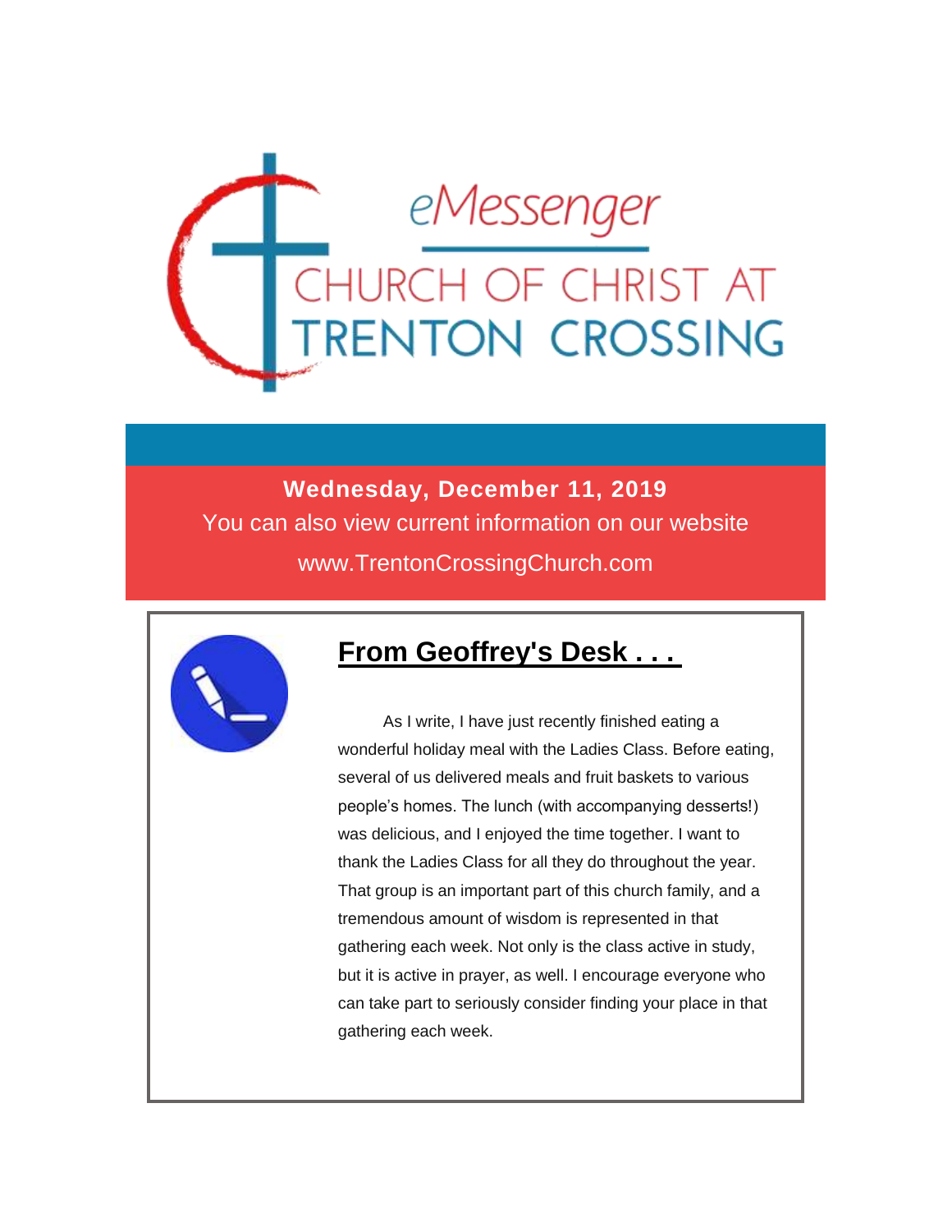# eMessenger

## CHURCH OF CHRIST AT TRENTON CROSSING

**Wednesday, December 11, 2019**

You can also view current information on our website

www.TrentonCrossingChurch.com

## From Geoffrey's Desk . . .

As I write, I have just recently finished eating a wonderful holiday meal with the Ladies Class. Before eating, several of us delivered meals and fruit baskets to various people's homes. The lunch (with accompanying desserts!) was delicious, and I enjoyed the time together. I want to thank the Ladies Class for all they do throughout the year. That group is an important part of this church family, and a tremendous amount of wisdom is represented in that gathering each week. Not only is the class active in study, but it is active in prayer, as well. I encourage everyone who can take part to seriously consider finding your place in that gathering each week.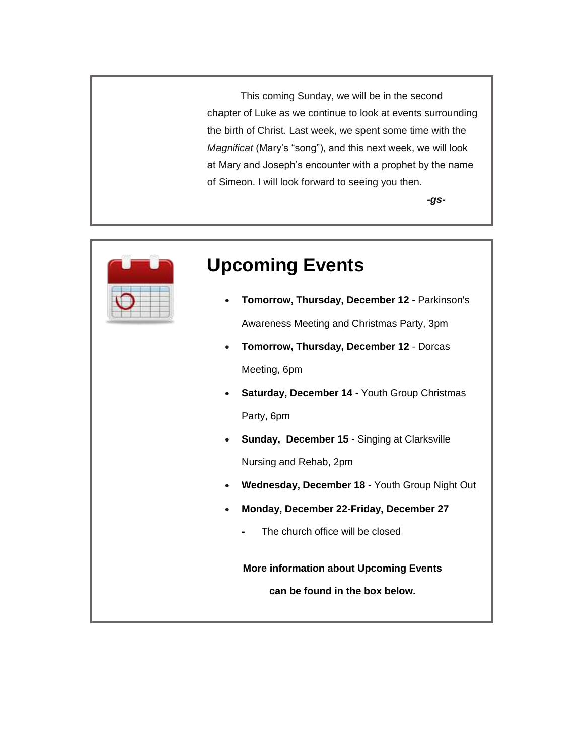This coming Sunday, we will be in the second chapter of Luke as we continue to look at events surrounding the birth of Christ. Last week, we spent some time with the *Magnificat* (Mary's "song"), and this next week, we will look at Mary and Joseph's encounter with a prophet by the name of Simeon. I will look forward to seeing you then.

***-gs-***

## Upcoming Events

- **Tomorrow, Thursday, December 12** - Parkinson's Awareness Meeting and Christmas Party, 3pm
- **Tomorrow, Thursday, December 12** - Dorcas Meeting, 6pm
- **Saturday, December 14 -** Youth Group Christmas Party, 6pm
- **Sunday, December 15 -** Singing at Clarksville Nursing and Rehab, 2pm
- **Wednesday, December 18 -** Youth Group Night Out
- **Monday, December 22-Friday, December 27**
  - The church office will be closed

**More information about Upcoming Events can be found in the box below.**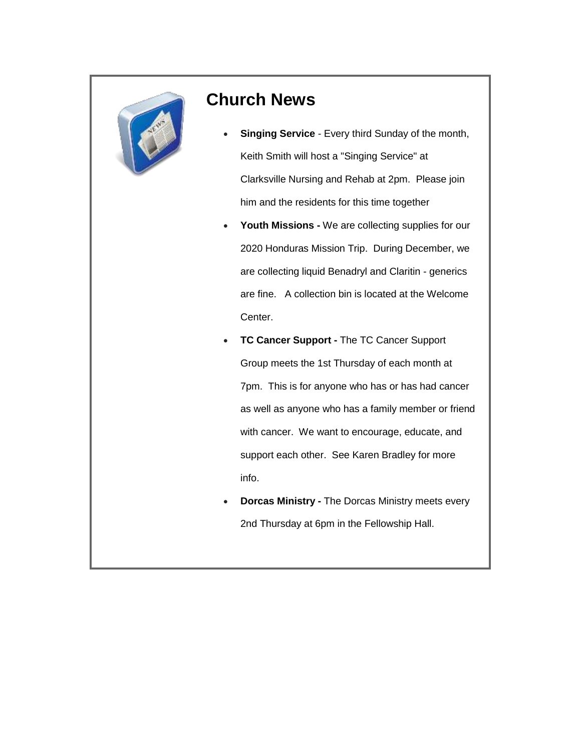## Church News

- **Singing Service** - Every third Sunday of the month, Keith Smith will host a "Singing Service" at Clarksville Nursing and Rehab at 2pm. Please join him and the residents for this time together
- **Youth Missions -** We are collecting supplies for our 2020 Honduras Mission Trip. During December, we are collecting liquid Benadryl and Claritin - generics are fine. A collection bin is located at the Welcome Center.
- **TC Cancer Support -** The TC Cancer Support Group meets the 1st Thursday of each month at 7pm. This is for anyone who has or has had cancer as well as anyone who has a family member or friend with cancer. We want to encourage, educate, and support each other. See Karen Bradley for more info.
- **Dorcas Ministry -** The Dorcas Ministry meets every 2nd Thursday at 6pm in the Fellowship Hall.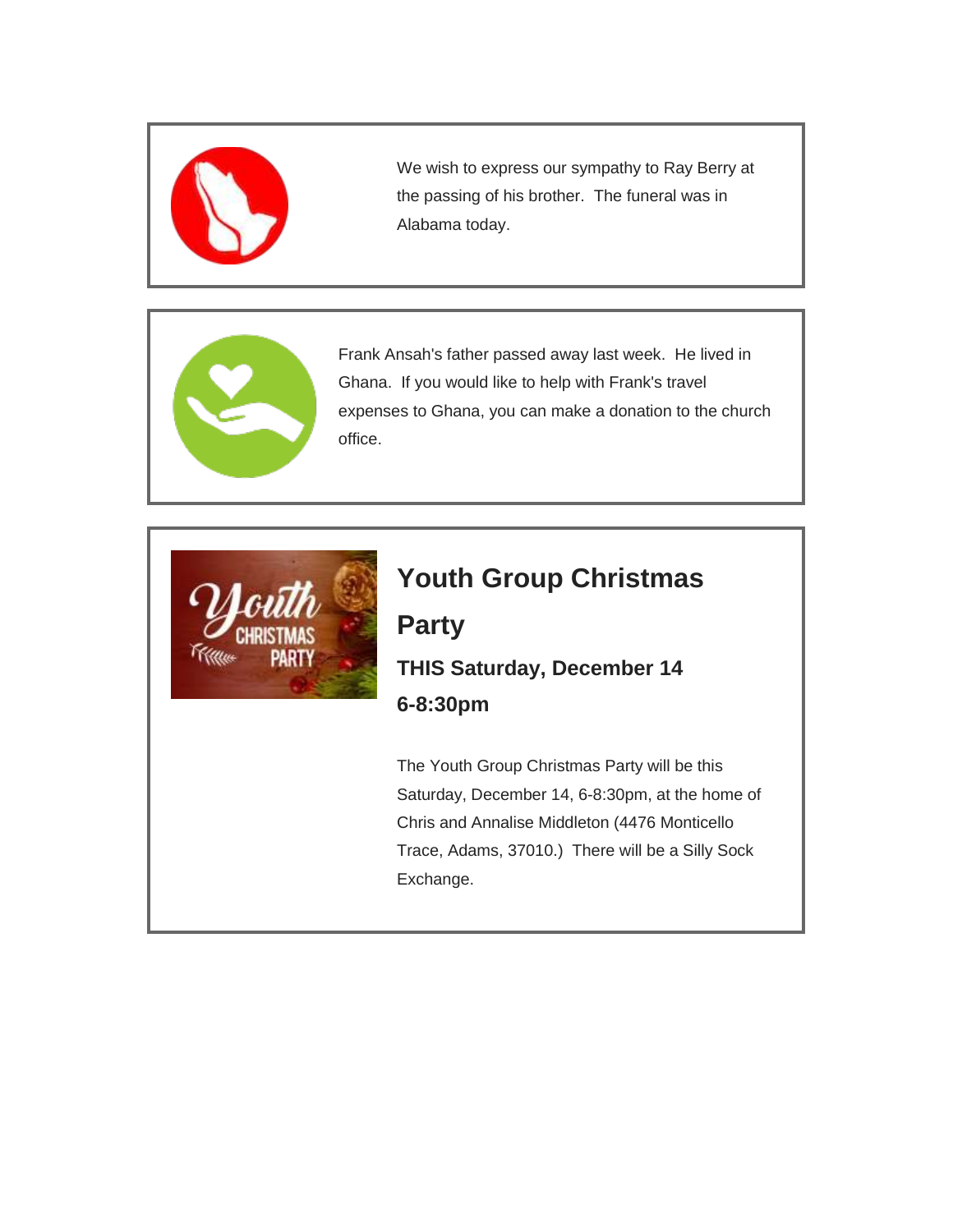We wish to express our sympathy to Ray Berry at the passing of his brother. The funeral was in Alabama today.

Frank Ansah's father passed away last week. He lived in Ghana. If you would like to help with Frank's travel expenses to Ghana, you can make a donation to the church office.

## Youth Group Christmas Party

**THIS Saturday, December 14**
**6-8:30pm**

The Youth Group Christmas Party will be this Saturday, December 14, 6-8:30pm, at the home of Chris and Annalise Middleton (4476 Monticello Trace, Adams, 37010.) There will be a Silly Sock Exchange.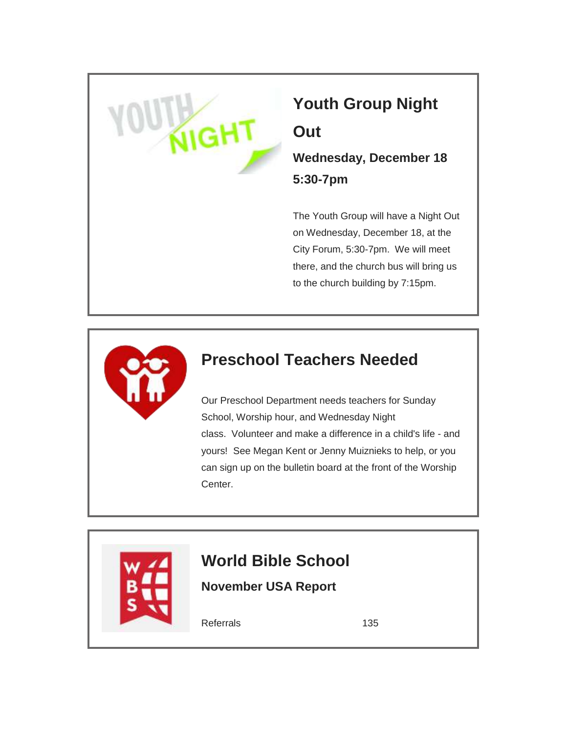## Youth Group Night Out

**Wednesday, December 18**
**5:30-7pm**

The Youth Group will have a Night Out on Wednesday, December 18, at the City Forum, 5:30-7pm. We will meet there, and the church bus will bring us to the church building by 7:15pm.

## Preschool Teachers Needed

Our Preschool Department needs teachers for Sunday School, Worship hour, and Wednesday Night class. Volunteer and make a difference in a child's life - and yours! See Megan Kent or Jenny Muiznieks to help, or you can sign up on the bulletin board at the front of the Worship Center.

## World Bible School

**November USA Report**

| Referrals | 135 |
|---|---|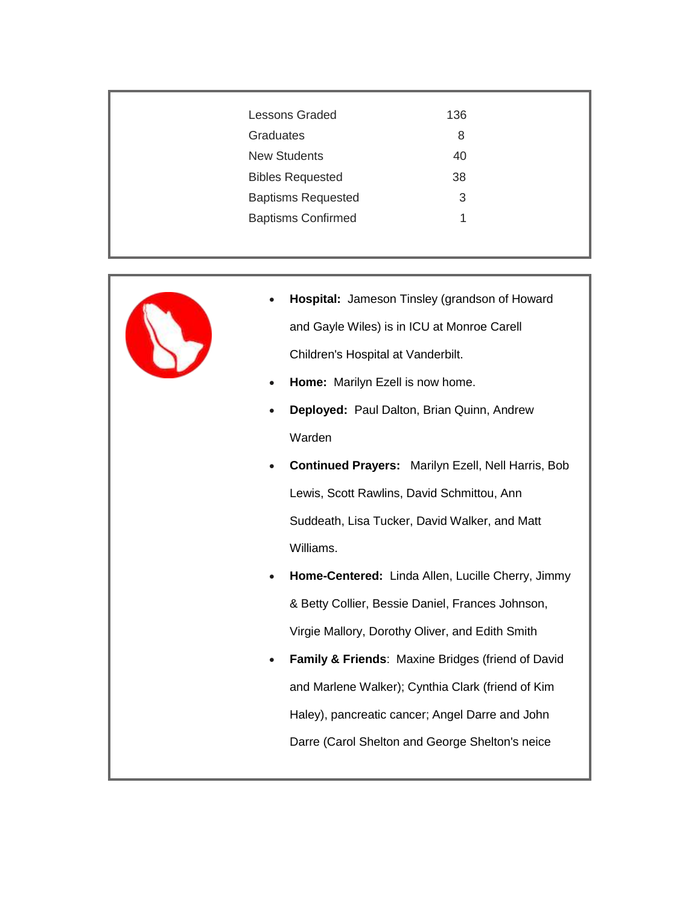| | |
|---|---|
| Lessons Graded | 136 |
| Graduates | 8 |
| New Students | 40 |
| Bibles Requested | 38 |
| Baptisms Requested | 3 |
| Baptisms Confirmed | 1 |

- **Hospital:** Jameson Tinsley (grandson of Howard and Gayle Wiles) is in ICU at Monroe Carell Children's Hospital at Vanderbilt.
- **Home:** Marilyn Ezell is now home.
- **Deployed:** Paul Dalton, Brian Quinn, Andrew Warden
- **Continued Prayers:** Marilyn Ezell, Nell Harris, Bob Lewis, Scott Rawlins, David Schmittou, Ann Suddeath, Lisa Tucker, David Walker, and Matt Williams.
- **Home-Centered:** Linda Allen, Lucille Cherry, Jimmy & Betty Collier, Bessie Daniel, Frances Johnson, Virgie Mallory, Dorothy Oliver, and Edith Smith
- **Family & Friends**: Maxine Bridges (friend of David and Marlene Walker); Cynthia Clark (friend of Kim Haley), pancreatic cancer; Angel Darre and John Darre (Carol Shelton and George Shelton's neice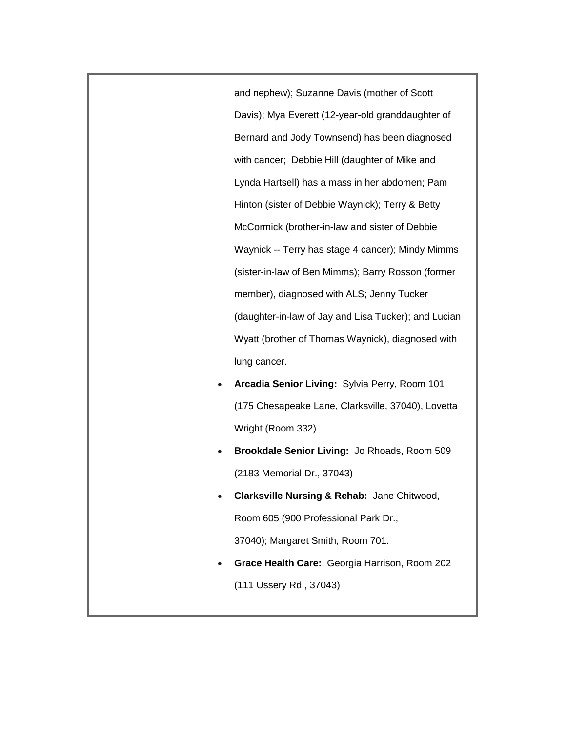and nephew); Suzanne Davis (mother of Scott Davis); Mya Everett (12-year-old granddaughter of Bernard and Jody Townsend) has been diagnosed with cancer; Debbie Hill (daughter of Mike and Lynda Hartsell) has a mass in her abdomen; Pam Hinton (sister of Debbie Waynick); Terry & Betty McCormick (brother-in-law and sister of Debbie Waynick -- Terry has stage 4 cancer); Mindy Mimms (sister-in-law of Ben Mimms); Barry Rosson (former member), diagnosed with ALS; Jenny Tucker (daughter-in-law of Jay and Lisa Tucker); and Lucian Wyatt (brother of Thomas Waynick), diagnosed with lung cancer.

- **Arcadia Senior Living:** Sylvia Perry, Room 101 (175 Chesapeake Lane, Clarksville, 37040), Lovetta Wright (Room 332)
- **Brookdale Senior Living:** Jo Rhoads, Room 509 (2183 Memorial Dr., 37043)
- **Clarksville Nursing & Rehab:** Jane Chitwood, Room 605 (900 Professional Park Dr., 37040); Margaret Smith, Room 701.
- **Grace Health Care:** Georgia Harrison, Room 202 (111 Ussery Rd., 37043)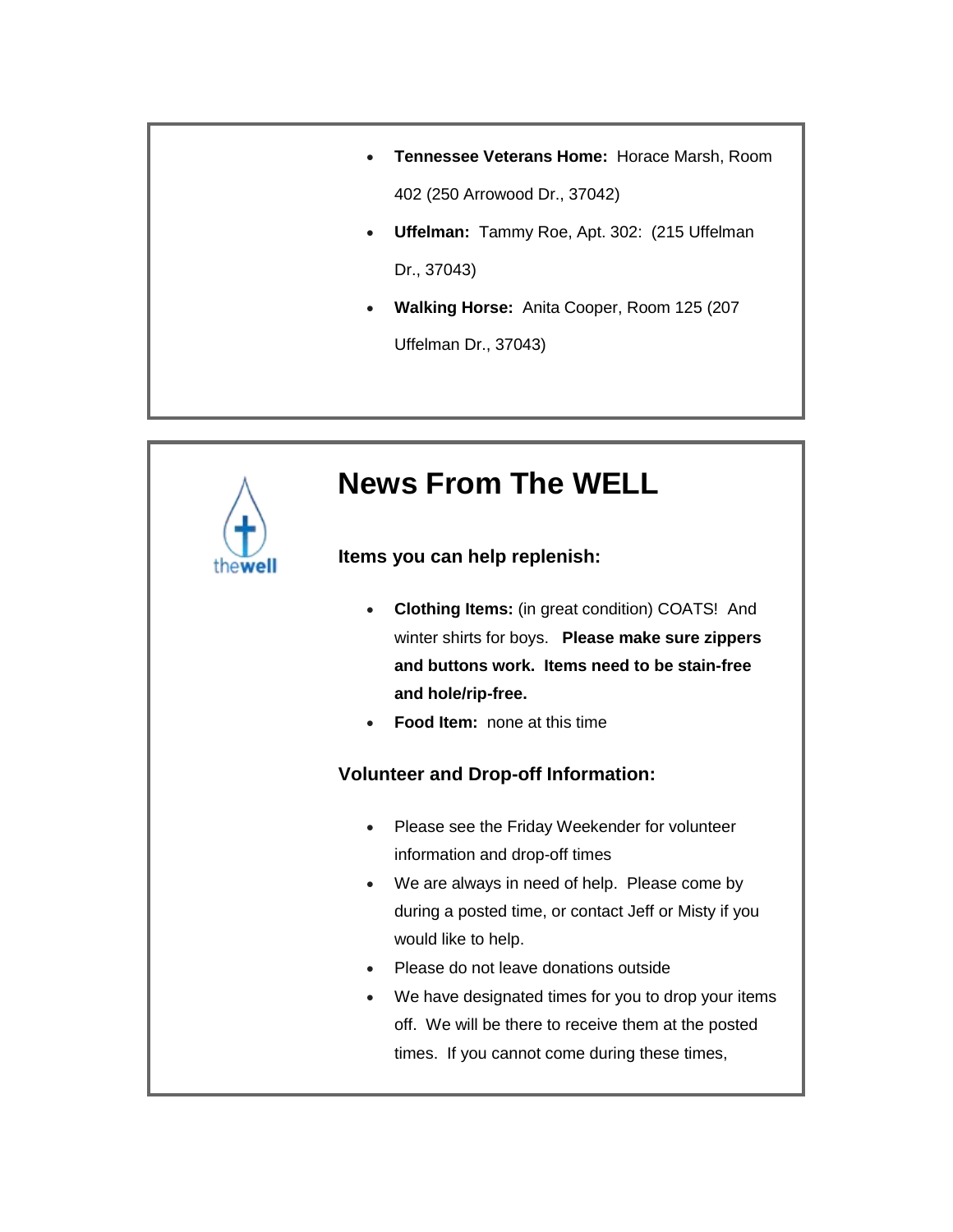- **Tennessee Veterans Home:** Horace Marsh, Room 402 (250 Arrowood Dr., 37042)
- **Uffelman:** Tammy Roe, Apt. 302: (215 Uffelman Dr., 37043)
- **Walking Horse:** Anita Cooper, Room 125 (207 Uffelman Dr., 37043)

# News From The WELL

### Items you can help replenish:

- **Clothing Items:** (in great condition) COATS! And winter shirts for boys. **Please make sure zippers and buttons work. Items need to be stain-free and hole/rip-free.**
- **Food Item:** none at this time

### Volunteer and Drop-off Information:

- Please see the Friday Weekender for volunteer information and drop-off times
- We are always in need of help. Please come by during a posted time, or contact Jeff or Misty if you would like to help.
- Please do not leave donations outside
- We have designated times for you to drop your items off. We will be there to receive them at the posted times. If you cannot come during these times,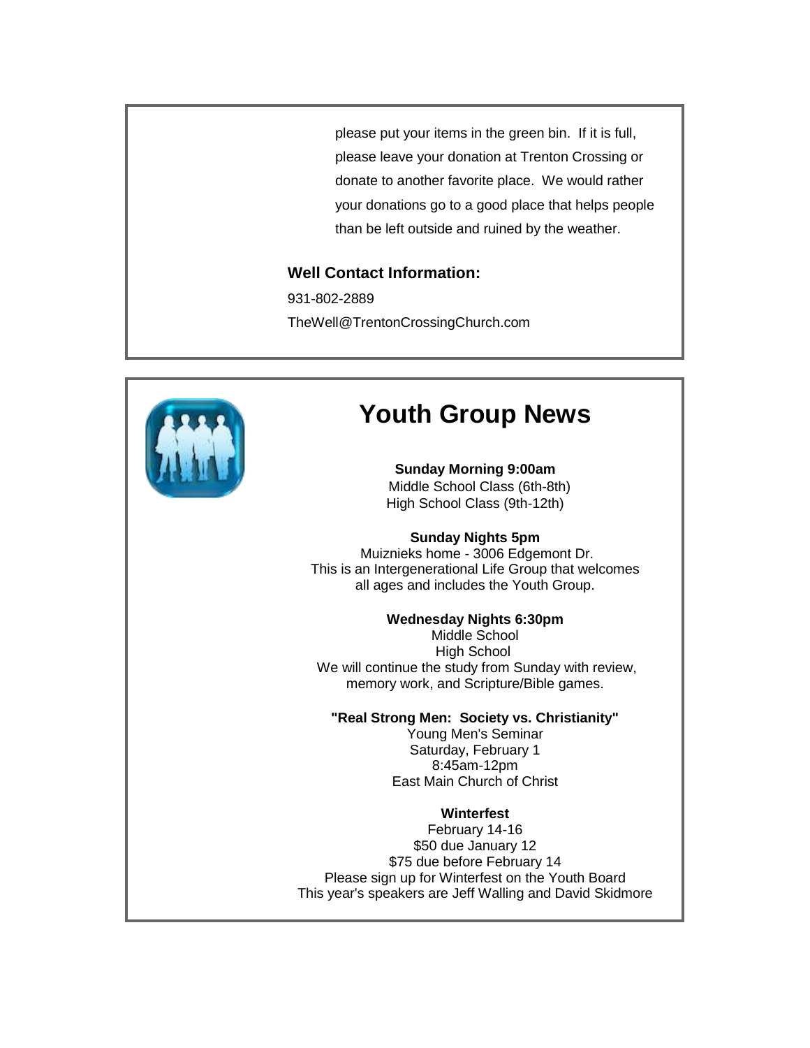please put your items in the green bin. If it is full, please leave your donation at Trenton Crossing or donate to another favorite place. We would rather your donations go to a good place that helps people than be left outside and ruined by the weather.

**Well Contact Information:**

931-802-2889

TheWell@TrentonCrossingChurch.com

# Youth Group News

**Sunday Morning 9:00am**

Middle School Class (6th-8th)
High School Class (9th-12th)

**Sunday Nights 5pm**

Muiznieks home - 3006 Edgemont Dr.
This is an Intergenerational Life Group that welcomes all ages and includes the Youth Group.

**Wednesday Nights 6:30pm**

Middle School
High School
We will continue the study from Sunday with review, memory work, and Scripture/Bible games.

**"Real Strong Men: Society vs. Christianity"**

Young Men's Seminar
Saturday, February 1
8:45am-12pm
East Main Church of Christ

**Winterfest**

February 14-16
$50 due January 12
$75 due before February 14
Please sign up for Winterfest on the Youth Board
This year's speakers are Jeff Walling and David Skidmore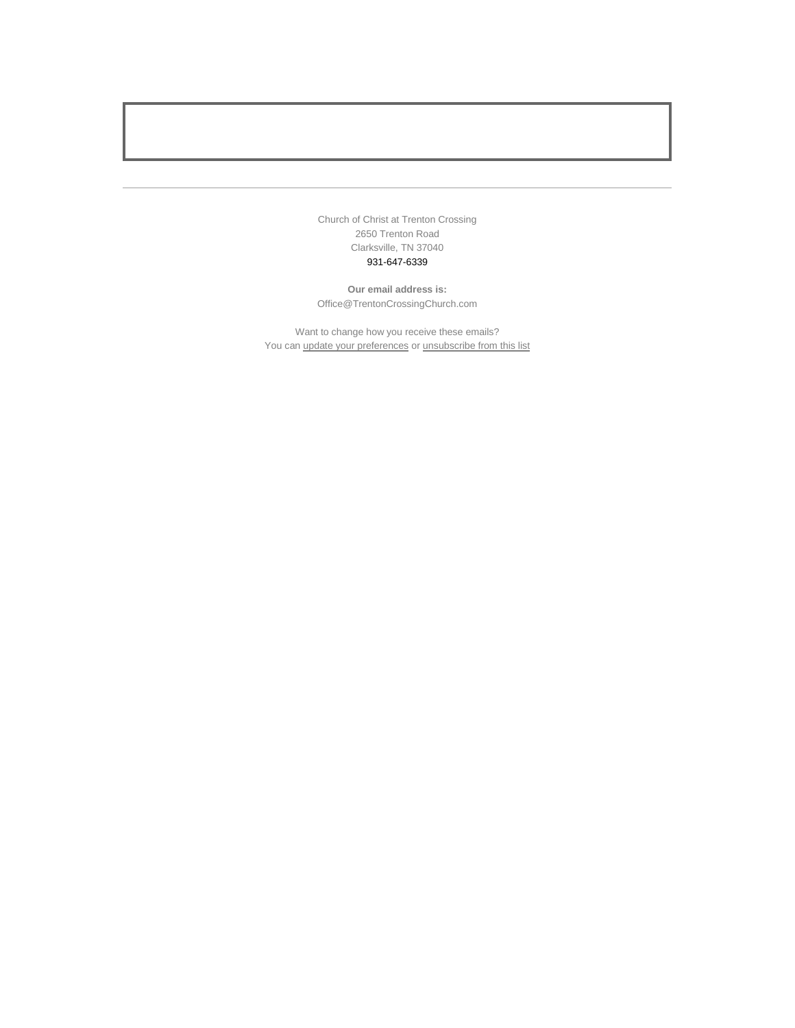Church of Christ at Trenton Crossing
2650 Trenton Road
Clarksville, TN 37040
931-647-6339

**Our email address is:**
Office@TrentonCrossingChurch.com

Want to change how you receive these emails?
You can update your preferences or unsubscribe from this list